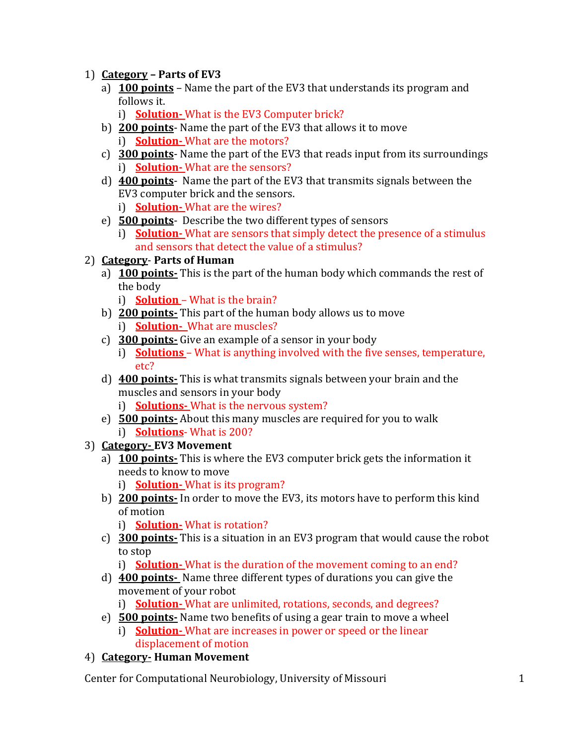1) **<u>Category</u> – Parts of EV3**
   a) **<u>100 points</u>** – Name the part of the EV3 that understands its program and follows it.
      i) **<u>Solution-</u>** What is the EV3 Computer brick?
   b) **<u>200 points</u>**- Name the part of the EV3 that allows it to move
      i) **<u>Solution-</u>** What are the motors?
   c) **<u>300 points</u>**- Name the part of the EV3 that reads input from its surroundings
      i) **<u>Solution-</u>** What are the sensors?
   d) **<u>400 points</u>**- Name the part of the EV3 that transmits signals between the EV3 computer brick and the sensors.
      i) **<u>Solution-</u>** What are the wires?
   e) **<u>500 points</u>**- Describe the two different types of sensors
      i) **<u>Solution-</u>** What are sensors that simply detect the presence of a stimulus and sensors that detect the value of a stimulus?
2) **<u>Category</u>- Parts of Human**
   a) **<u>100 points-</u>** This is the part of the human body which commands the rest of the body
      i) **<u>Solution</u>** – What is the brain?
   b) **<u>200 points-</u>** This part of the human body allows us to move
      i) **<u>Solution-</u>** What are muscles?
   c) **<u>300 points-</u>** Give an example of a sensor in your body
      i) **<u>Solutions</u>** – What is anything involved with the five senses, temperature, etc?
   d) **<u>400 points-</u>** This is what transmits signals between your brain and the muscles and sensors in your body
      i) **<u>Solutions-</u>** What is the nervous system?
   e) **<u>500 points-</u>** About this many muscles are required for you to walk
      i) **<u>Solutions</u>**- What is 200?
3) **<u>Category- EV3 Movement</u>**
   a) **<u>100 points-</u>** This is where the EV3 computer brick gets the information it needs to know to move
      i) **<u>Solution-</u>** What is its program?
   b) **<u>200 points-</u>** In order to move the EV3, its motors have to perform this kind of motion
      i) **<u>Solution-</u>** What is rotation?
   c) **<u>300 points-</u>** This is a situation in an EV3 program that would cause the robot to stop
      i) **<u>Solution-</u>** What is the duration of the movement coming to an end?
   d) **<u>400 points-</u>** Name three different types of durations you can give the movement of your robot
      i) **<u>Solution-</u>** What are unlimited, rotations, seconds, and degrees?
   e) **<u>500 points-</u>** Name two benefits of using a gear train to move a wheel
      i) **<u>Solution-</u>** What are increases in power or speed or the linear displacement of motion
4) **<u>Category-</u> Human Movement**

Center for Computational Neurobiology, University of Missouri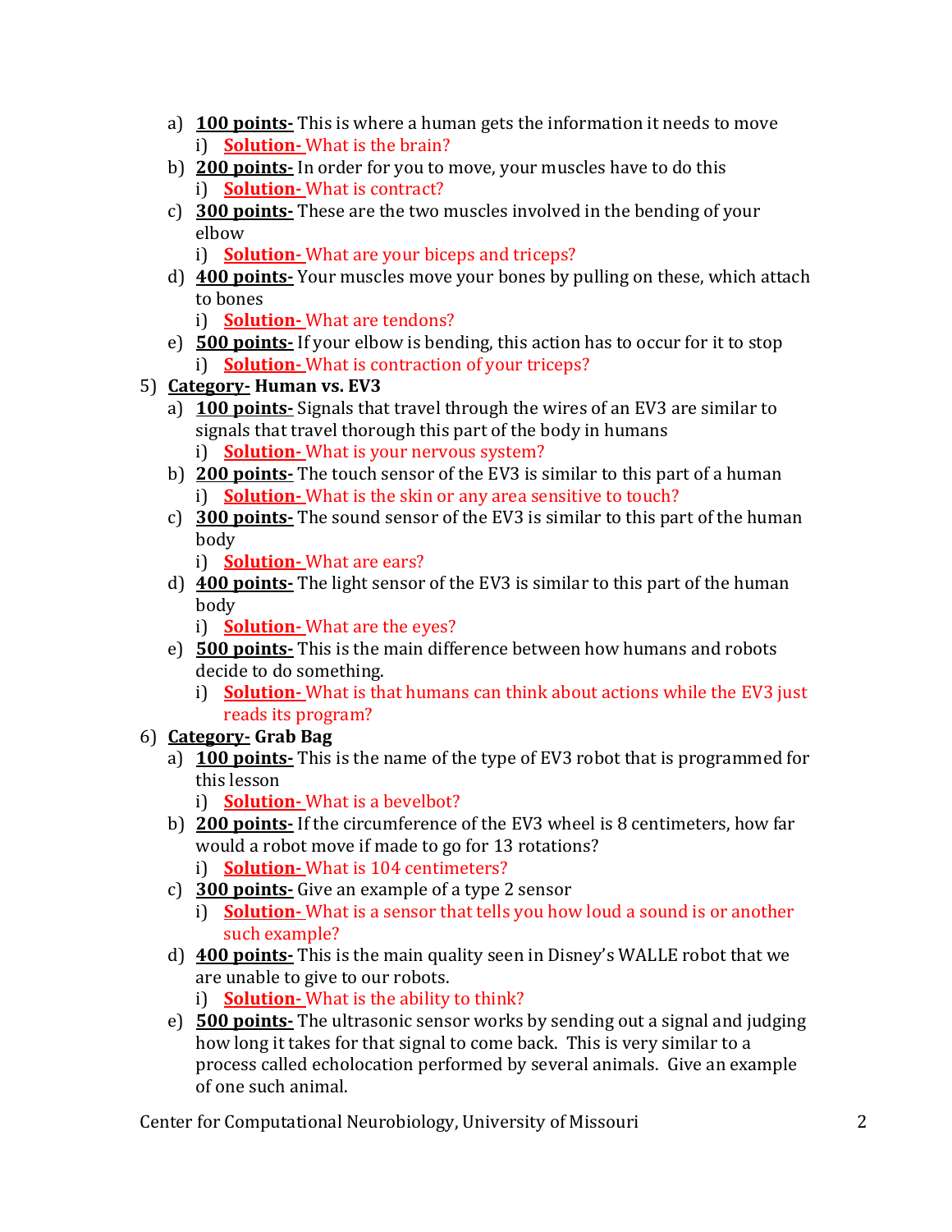a) **100 points-** This is where a human gets the information it needs to move
   i) **Solution-** What is the brain?

b) **200 points-** In order for you to move, your muscles have to do this
   i) **Solution-** What is contract?

c) **300 points-** These are the two muscles involved in the bending of your elbow
   i) **Solution-** What are your biceps and triceps?

d) **400 points-** Your muscles move your bones by pulling on these, which attach to bones
   i) **Solution-** What are tendons?

e) **500 points-** If your elbow is bending, this action has to occur for it to stop
   i) **Solution-** What is contraction of your triceps?

5) **Category- Human vs. EV3**

   a) **100 points-** Signals that travel through the wires of an EV3 are similar to signals that travel thorough this part of the body in humans
      i) **Solution-** What is your nervous system?

   b) **200 points-** The touch sensor of the EV3 is similar to this part of a human
      i) **Solution-** What is the skin or any area sensitive to touch?

   c) **300 points-** The sound sensor of the EV3 is similar to this part of the human body
      i) **Solution-** What are ears?

   d) **400 points-** The light sensor of the EV3 is similar to this part of the human body
      i) **Solution-** What are the eyes?

   e) **500 points-** This is the main difference between how humans and robots decide to do something.
      i) **Solution-** What is that humans can think about actions while the EV3 just reads its program?

6) **Category- Grab Bag**

   a) **100 points-** This is the name of the type of EV3 robot that is programmed for this lesson
      i) **Solution-** What is a bevelbot?

   b) **200 points-** If the circumference of the EV3 wheel is 8 centimeters, how far would a robot move if made to go for 13 rotations?
      i) **Solution-** What is 104 centimeters?

   c) **300 points-** Give an example of a type 2 sensor
      i) **Solution-** What is a sensor that tells you how loud a sound is or another such example?

   d) **400 points-** This is the main quality seen in Disney's WALLE robot that we are unable to give to our robots.
      i) **Solution-** What is the ability to think?

   e) **500 points-** The ultrasonic sensor works by sending out a signal and judging how long it takes for that signal to come back. This is very similar to a process called echolocation performed by several animals. Give an example of one such animal.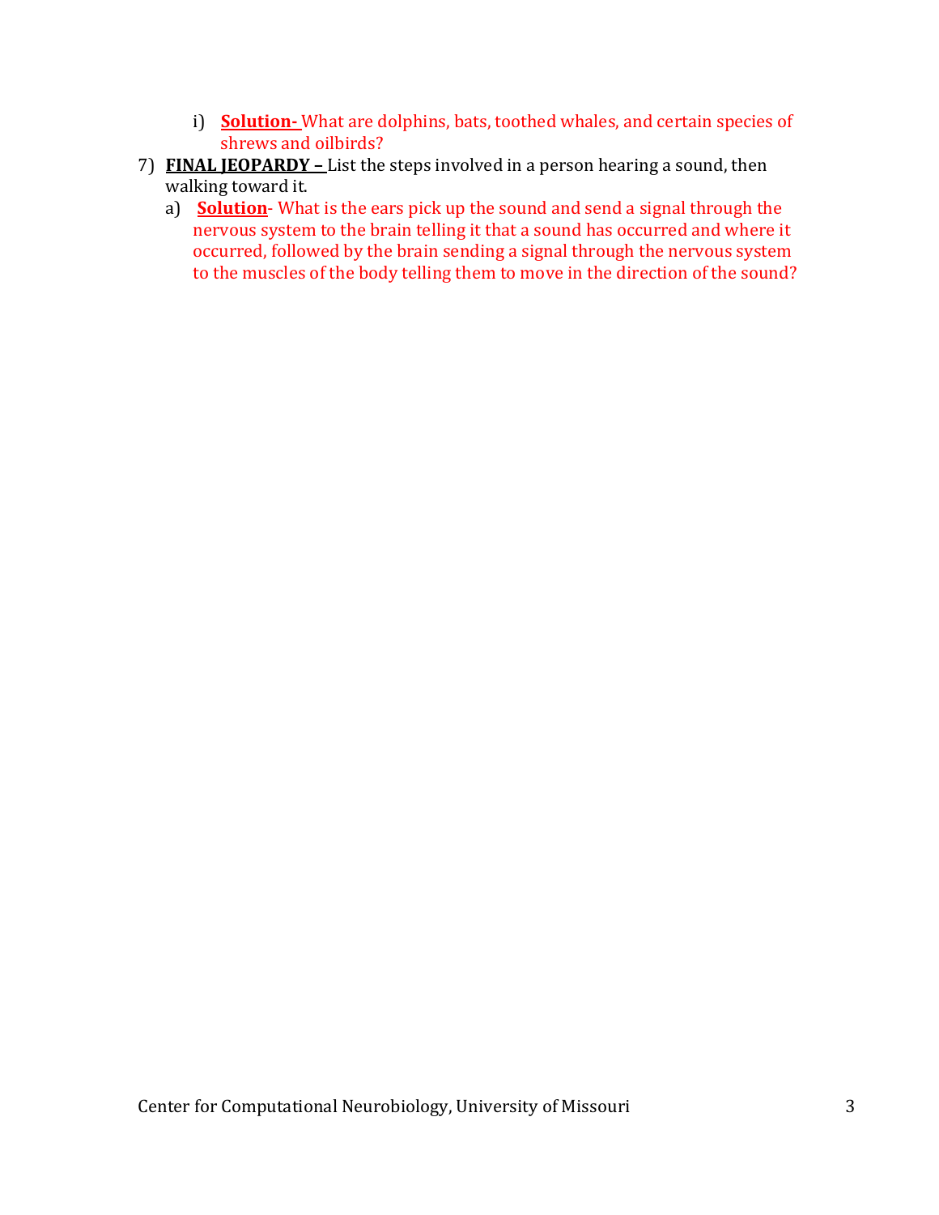i) **Solution-** What are dolphins, bats, toothed whales, and certain species of shrews and oilbirds?

7) **FINAL JEOPARDY –** List the steps involved in a person hearing a sound, then walking toward it.

a) **Solution**- What is the ears pick up the sound and send a signal through the nervous system to the brain telling it that a sound has occurred and where it occurred, followed by the brain sending a signal through the nervous system to the muscles of the body telling them to move in the direction of the sound?